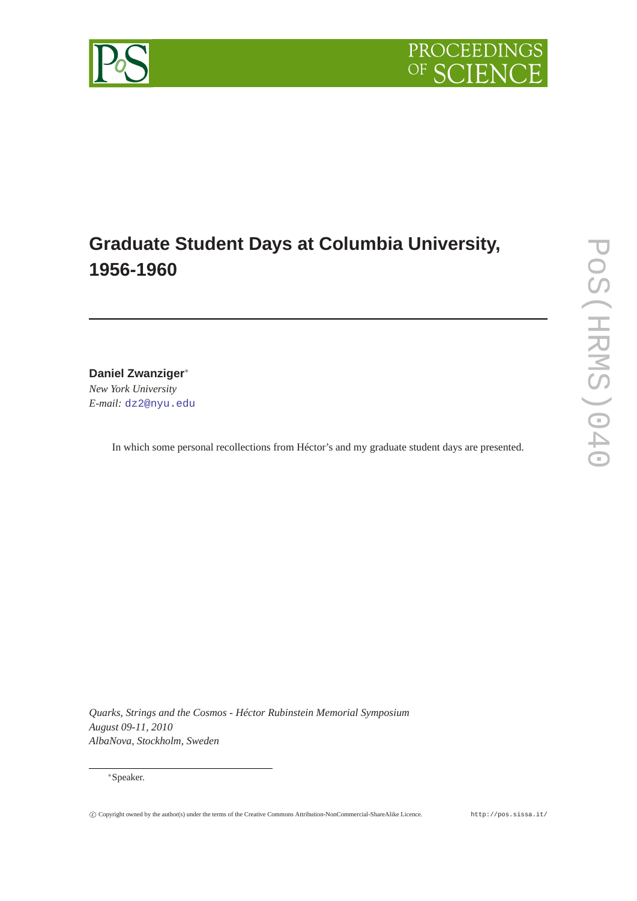# Graduate Student Days at Columbia University, 1956-1960

**Daniel Zwanziger***

*New York University*

*E-mail:* dz2@nyu.edu

In which some personal recollections from Héctor's and my graduate student days are presented.

*Quarks, Strings and the Cosmos - Héctor Rubinstein Memorial Symposium*
*August 09-11, 2010*
*AlbaNova, Stockholm, Sweden*

*Speaker.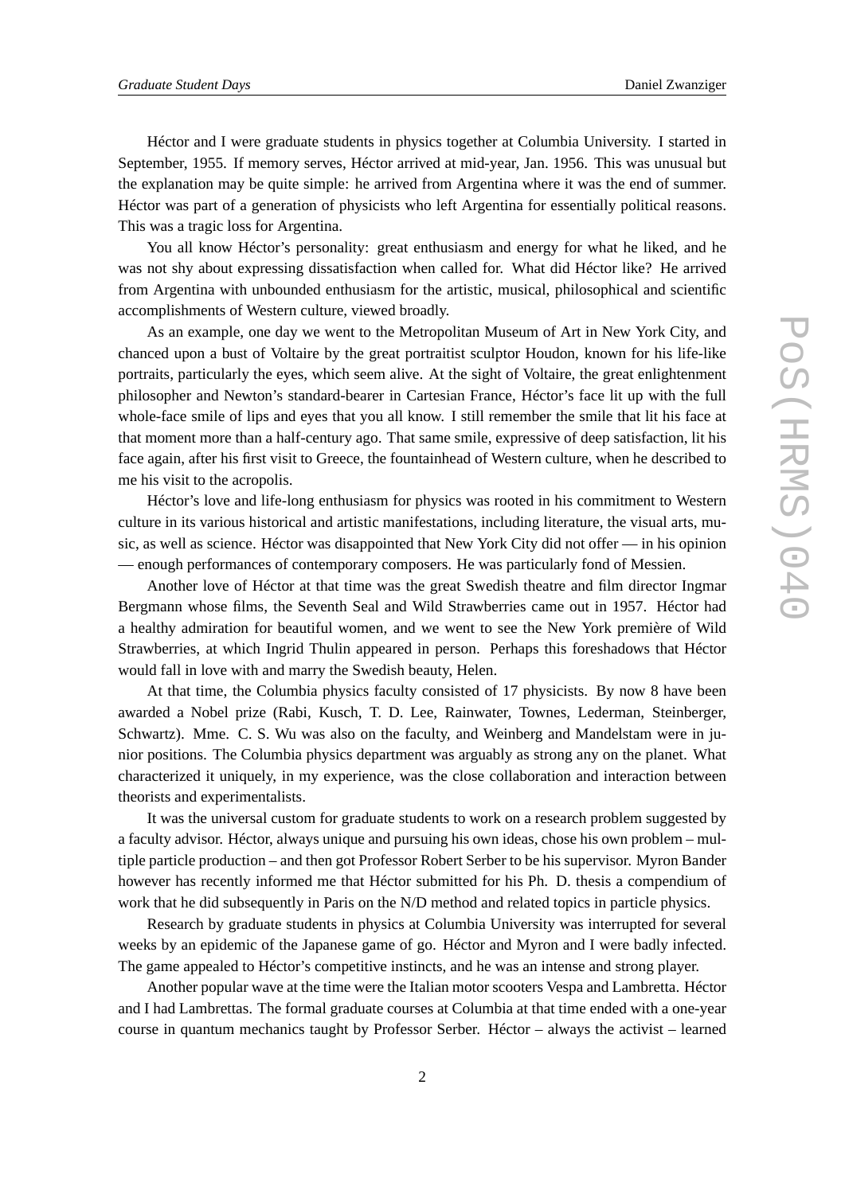Héctor and I were graduate students in physics together at Columbia University. I started in September, 1955. If memory serves, Héctor arrived at mid-year, Jan. 1956. This was unusual but the explanation may be quite simple: he arrived from Argentina where it was the end of summer. Héctor was part of a generation of physicists who left Argentina for essentially political reasons. This was a tragic loss for Argentina.

You all know Héctor's personality: great enthusiasm and energy for what he liked, and he was not shy about expressing dissatisfaction when called for. What did Héctor like? He arrived from Argentina with unbounded enthusiasm for the artistic, musical, philosophical and scientific accomplishments of Western culture, viewed broadly.

As an example, one day we went to the Metropolitan Museum of Art in New York City, and chanced upon a bust of Voltaire by the great portraitist sculptor Houdon, known for his life-like portraits, particularly the eyes, which seem alive. At the sight of Voltaire, the great enlightenment philosopher and Newton's standard-bearer in Cartesian France, Héctor's face lit up with the full whole-face smile of lips and eyes that you all know. I still remember the smile that lit his face at that moment more than a half-century ago. That same smile, expressive of deep satisfaction, lit his face again, after his first visit to Greece, the fountainhead of Western culture, when he described to me his visit to the acropolis.

Héctor's love and life-long enthusiasm for physics was rooted in his commitment to Western culture in its various historical and artistic manifestations, including literature, the visual arts, music, as well as science. Héctor was disappointed that New York City did not offer — in his opinion — enough performances of contemporary composers. He was particularly fond of Messien.

Another love of Héctor at that time was the great Swedish theatre and film director Ingmar Bergmann whose films, the Seventh Seal and Wild Strawberries came out in 1957. Héctor had a healthy admiration for beautiful women, and we went to see the New York première of Wild Strawberries, at which Ingrid Thulin appeared in person. Perhaps this foreshadows that Héctor would fall in love with and marry the Swedish beauty, Helen.

At that time, the Columbia physics faculty consisted of 17 physicists. By now 8 have been awarded a Nobel prize (Rabi, Kusch, T. D. Lee, Rainwater, Townes, Lederman, Steinberger, Schwartz). Mme. C. S. Wu was also on the faculty, and Weinberg and Mandelstam were in junior positions. The Columbia physics department was arguably as strong any on the planet. What characterized it uniquely, in my experience, was the close collaboration and interaction between theorists and experimentalists.

It was the universal custom for graduate students to work on a research problem suggested by a faculty advisor. Héctor, always unique and pursuing his own ideas, chose his own problem – multiple particle production – and then got Professor Robert Serber to be his supervisor. Myron Bander however has recently informed me that Héctor submitted for his Ph. D. thesis a compendium of work that he did subsequently in Paris on the N/D method and related topics in particle physics.

Research by graduate students in physics at Columbia University was interrupted for several weeks by an epidemic of the Japanese game of go. Héctor and Myron and I were badly infected. The game appealed to Héctor's competitive instincts, and he was an intense and strong player.

Another popular wave at the time were the Italian motor scooters Vespa and Lambretta. Héctor and I had Lambrettas. The formal graduate courses at Columbia at that time ended with a one-year course in quantum mechanics taught by Professor Serber. Héctor – always the activist – learned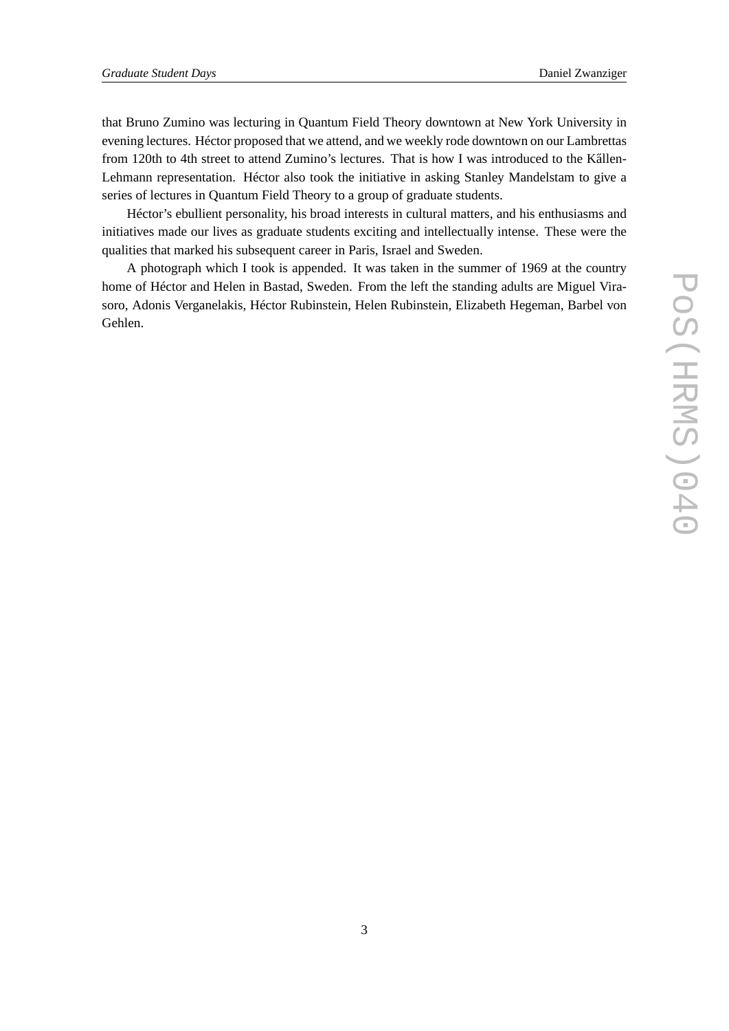that Bruno Zumino was lecturing in Quantum Field Theory downtown at New York University in evening lectures. Héctor proposed that we attend, and we weekly rode downtown on our Lambrettas from 120th to 4th street to attend Zumino's lectures. That is how I was introduced to the Kállen-Lehmann representation. Héctor also took the initiative in asking Stanley Mandelstam to give a series of lectures in Quantum Field Theory to a group of graduate students.

Héctor's ebullient personality, his broad interests in cultural matters, and his enthusiasms and initiatives made our lives as graduate students exciting and intellectually intense. These were the qualities that marked his subsequent career in Paris, Israel and Sweden.

A photograph which I took is appended. It was taken in the summer of 1969 at the country home of Héctor and Helen in Bastad, Sweden. From the left the standing adults are Miguel Virasoro, Adonis Verganelakis, Héctor Rubinstein, Helen Rubinstein, Elizabeth Hegeman, Barbel von Gehlen.